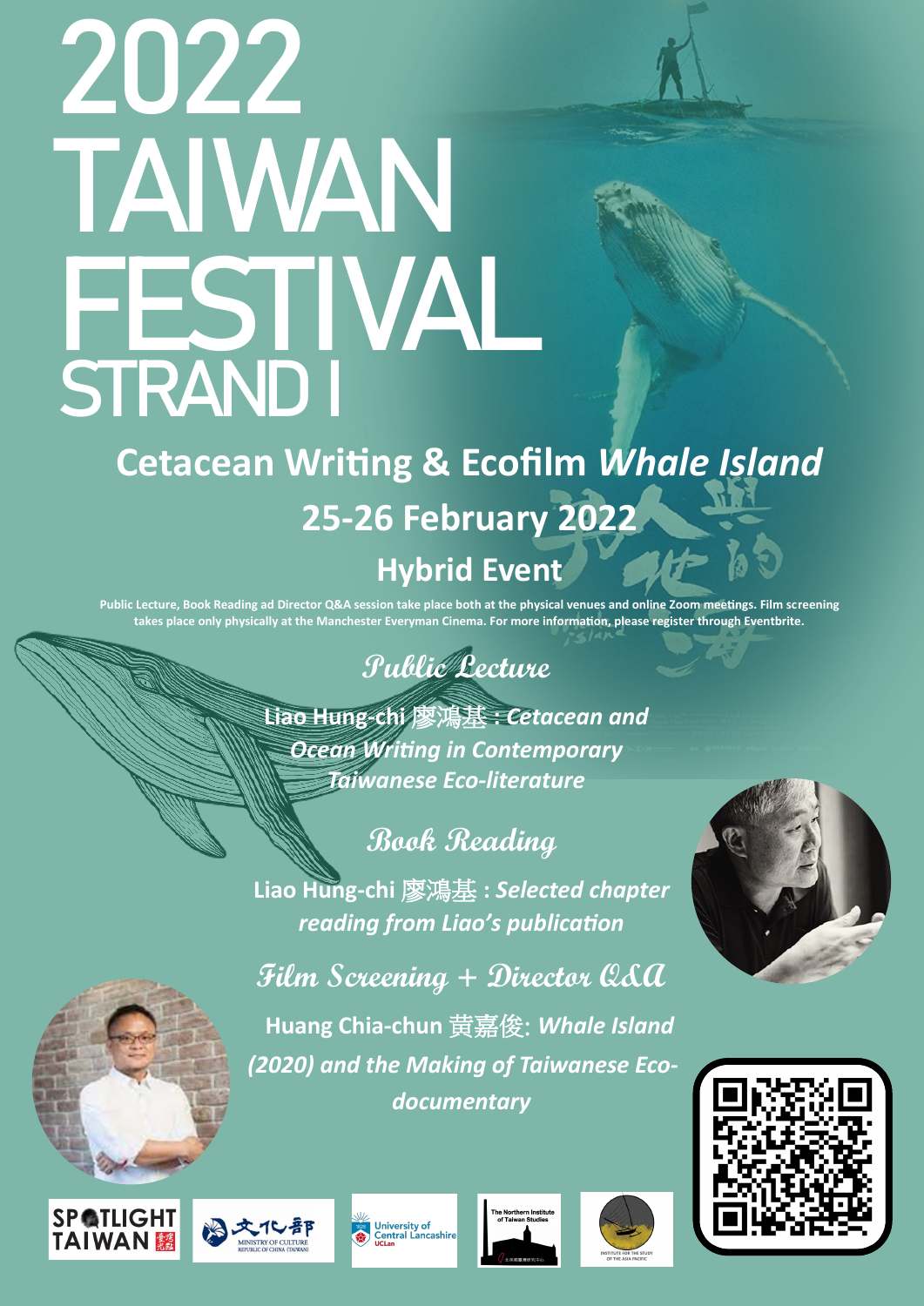# 2022 TAIWAN FESTIVAL STRAND I

## Cetacean Writing & Ecofilm *Whale Island*

## 25-26 February 2022

## Hybrid Event

**Public Lecture, Book Reading ad Director Q&A session take place both at the physical venues and online Zoom meetings. Film screening takes place only physically at the Manchester Everyman Cinema. For more information, please register through Eventbrite.**

### Public Lecture

**Liao Hung-chi 廖鴻基 : *Cetacean and Ocean Writing in Contemporary Taiwanese Eco-literature***

### Book Reading

**Liao Hung-chi 廖鴻基 : *Selected chapter reading from Liao's publication***

### Film Screening + Director Q&A

**Huang Chia-chun 黃嘉俊: *Whale Island (2020) and the Making of Taiwanese Eco-documentary***

SPOTLIGHT TAIWAN

文化部 MINISTRY OF CULTURE REPUBLIC OF CHINA (TAIWAN)

University of Central Lancashire UCLan

The Northern Institute of Taiwan Studies

INSTITUTE FOR THE STUDY OF THE ASIA PACIFIC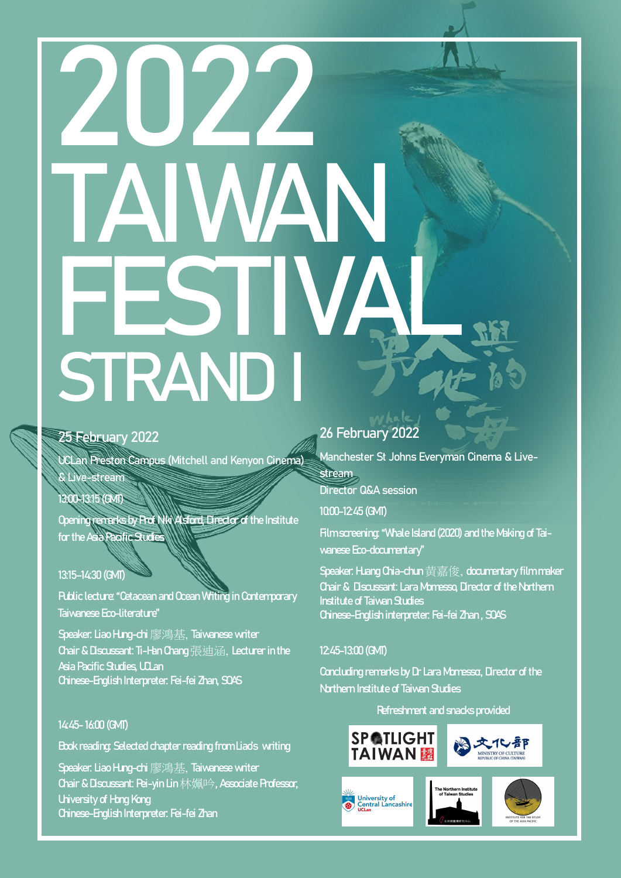# 2022 TAIWAN FESTIVAL STRAND I

## 25 February 2022

UCLan Preston Campus (Mitchell and Kenyon Cinema) & Live-stream

13:00-13:15 (GMT)

Opening remarks by Prof Niki Alsford, Director of the Institute for the Asia Pacific Studies

13:15-14:30 (GMT)

Public lecture: "Cetacean and Ocean Writing in Contemporary Taiwanese Eco-literature"

Speaker: Liao Hung-chi 廖鴻基, Taiwanese writer
Chair & Discussant: Ti-Han Chang 張迪涵, Lecturer in the Asia Pacific Studies, UCLan
Chinese-English Interpreter: Fei-fei Zhan, SOAS

14:45-16:00 (GMT)

Book reading: Selected chapter reading from Liao's writing

Speaker: Liao Hung-chi 廖鴻基, Taiwanese writer
Chair & Discussant: Pei-yin Lin 林姵吟, Associate Professor, University of Hong Kong
Chinese-English Interpreter: Fei-fei Zhan

## 26 February 2022

Manchester St Johns Everyman Cinema & Live-stream
Director Q&A session

10:00-12:45 (GMT)

Film screening: "Whale Island (2020) and the Making of Taiwanese Eco-documentary"

Speaker: Huang Chia-chun 黃嘉俊, documentary film maker
Chair & Discussant: Lara Momesso, Director of the Northern Institute of Taiwan Studies
Chinese-English interpreter: Fei-fei Zhan, SOAS

12:45-13:00 (GMT)

Concluding remarks by Dr Lara Momesso, Director of the Northern Institute of Taiwan Studies

Refreshment and snacks provided

SPOTLIGHT TAIWAN 臺灣光點

文化部 MINISTRY OF CULTURE REPUBLIC OF CHINA (TAIWAN)

University of Central Lancashire UCLan

The Northern Institute of Taiwan Studies

INSTITUTE FOR THE STUDY OF THE ASIA PACIFIC